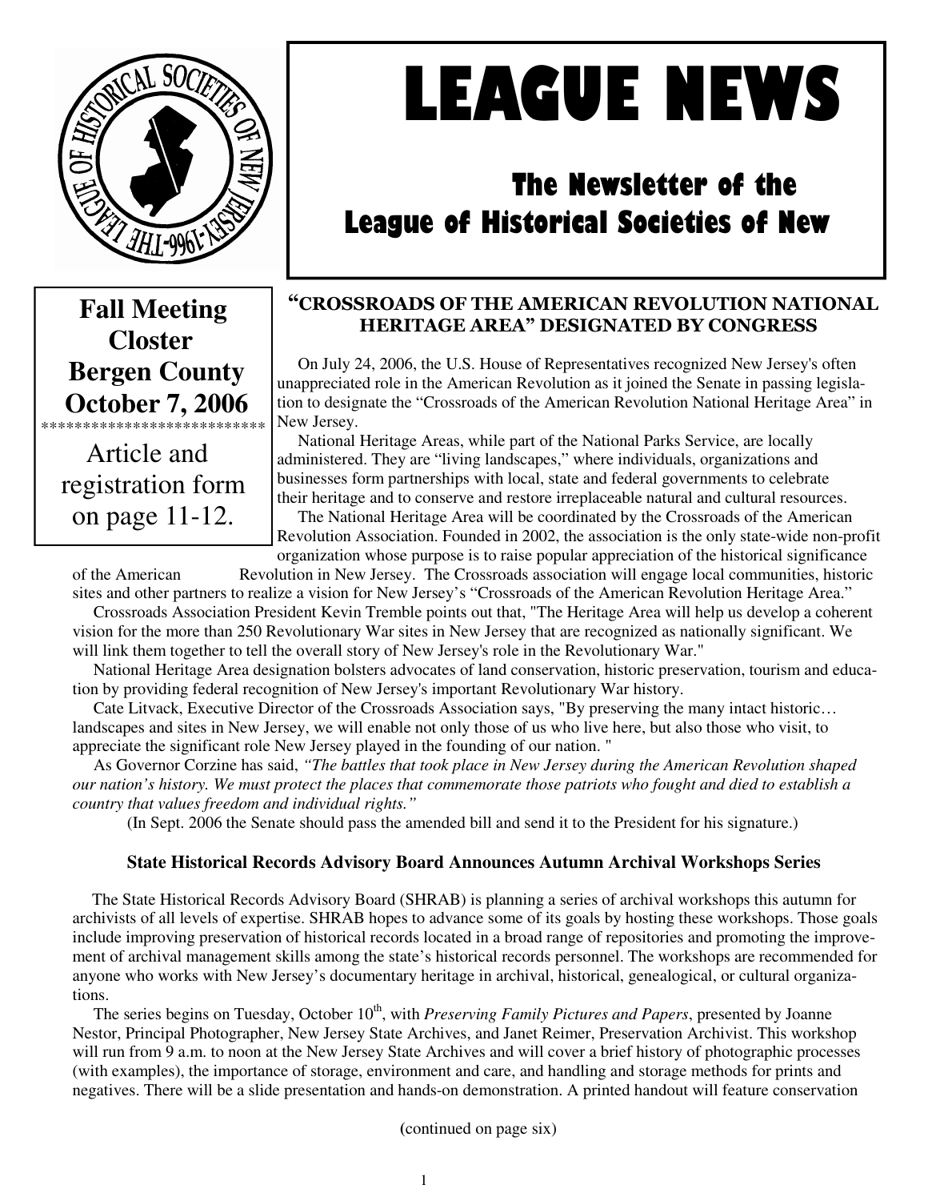# LEAGUE NEWS

## The Newsletter of the League of Historical Societies of New

**Fall Meeting Closter Bergen County October 7, 2006**

**************************

Article and registration form on page 11-12.

## "CROSSROADS OF THE AMERICAN REVOLUTION NATIONAL HERITAGE AREA" DESIGNATED BY CONGRESS

On July 24, 2006, the U.S. House of Representatives recognized New Jersey's often unappreciated role in the American Revolution as it joined the Senate in passing legislation to designate the "Crossroads of the American Revolution National Heritage Area" in New Jersey.

National Heritage Areas, while part of the National Parks Service, are locally administered. They are "living landscapes," where individuals, organizations and businesses form partnerships with local, state and federal governments to celebrate their heritage and to conserve and restore irreplaceable natural and cultural resources.

The National Heritage Area will be coordinated by the Crossroads of the American Revolution Association. Founded in 2002, the association is the only state-wide non-profit organization whose purpose is to raise popular appreciation of the historical significance of the American Revolution in New Jersey. The Crossroads association will engage local communities, historic sites and other partners to realize a vision for New Jersey's "Crossroads of the American Revolution Heritage Area."

Crossroads Association President Kevin Tremble points out that, "The Heritage Area will help us develop a coherent vision for the more than 250 Revolutionary War sites in New Jersey that are recognized as nationally significant. We will link them together to tell the overall story of New Jersey's role in the Revolutionary War."

National Heritage Area designation bolsters advocates of land conservation, historic preservation, tourism and education by providing federal recognition of New Jersey's important Revolutionary War history.

Cate Litvack, Executive Director of the Crossroads Association says, "By preserving the many intact historic… landscapes and sites in New Jersey, we will enable not only those of us who live here, but also those who visit, to appreciate the significant role New Jersey played in the founding of our nation. "

As Governor Corzine has said, *"The battles that took place in New Jersey during the American Revolution shaped our nation's history. We must protect the places that commemorate those patriots who fought and died to establish a country that values freedom and individual rights."*

(In Sept. 2006 the Senate should pass the amended bill and send it to the President for his signature.)

### State Historical Records Advisory Board Announces Autumn Archival Workshops Series

The State Historical Records Advisory Board (SHRAB) is planning a series of archival workshops this autumn for archivists of all levels of expertise. SHRAB hopes to advance some of its goals by hosting these workshops. Those goals include improving preservation of historical records located in a broad range of repositories and promoting the improvement of archival management skills among the state's historical records personnel. The workshops are recommended for anyone who works with New Jersey's documentary heritage in archival, historical, genealogical, or cultural organizations.

The series begins on Tuesday, October 10th, with *Preserving Family Pictures and Papers*, presented by Joanne Nestor, Principal Photographer, New Jersey State Archives, and Janet Reimer, Preservation Archivist. This workshop will run from 9 a.m. to noon at the New Jersey State Archives and will cover a brief history of photographic processes (with examples), the importance of storage, environment and care, and handling and storage methods for prints and negatives. There will be a slide presentation and hands-on demonstration. A printed handout will feature conservation

(continued on page six)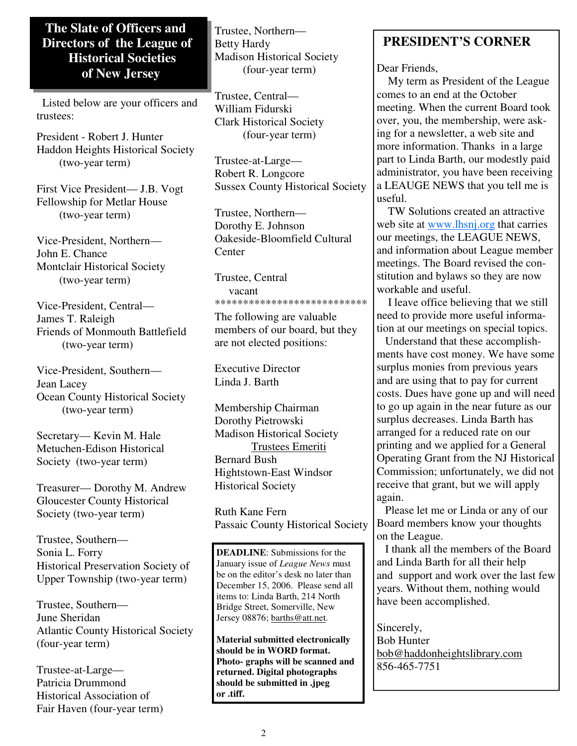## The Slate of Officers and Directors of the League of Historical Societies of New Jersey

Listed below are your officers and trustees:

President - Robert J. Hunter
Haddon Heights Historical Society
(two-year term)

First Vice President— J.B. Vogt
Fellowship for Metlar House
(two-year term)

Vice-President, Northern—
John E. Chance
Montclair Historical Society
(two-year term)

Vice-President, Central—
James T. Raleigh
Friends of Monmouth Battlefield
(two-year term)

Vice-President, Southern—
Jean Lacey
Ocean County Historical Society
(two-year term)

Secretary— Kevin M. Hale
Metuchen-Edison Historical
Society (two-year term)

Treasurer— Dorothy M. Andrew
Gloucester County Historical
Society (two-year term)

Trustee, Southern—
Sonia L. Forry
Historical Preservation Society of
Upper Township (two-year term)

Trustee, Southern—
June Sheridan
Atlantic County Historical Society
(four-year term)

Trustee-at-Large—
Patricia Drummond
Historical Association of
Fair Haven (four-year term)

Trustee, Northern—
Betty Hardy
Madison Historical Society
(four-year term)

Trustee, Central—
William Fidurski
Clark Historical Society
(four-year term)

Trustee-at-Large—
Robert R. Longcore
Sussex County Historical Society

Trustee, Northern—
Dorothy E. Johnson
Oakeside-Bloomfield Cultural
Center

Trustee, Central
vacant

**************************

The following are valuable members of our board, but they are not elected positions:

Executive Director
Linda J. Barth

Membership Chairman
Dorothy Pietrowski
Madison Historical Society

Trustees Emeriti

Bernard Bush
Hightstown-East Windsor
Historical Society

Ruth Kane Fern
Passaic County Historical Society

**DEADLINE**: Submissions for the January issue of *League News* must be on the editor's desk no later than December 15, 2006. Please send all items to: Linda Barth, 214 North Bridge Street, Somerville, New Jersey 08876; barths@att.net.

**Material submitted electronically should be in WORD format. Photo- graphs will be scanned and returned. Digital photographs should be submitted in .jpeg or .tiff.**

## PRESIDENT'S CORNER

Dear Friends,

My term as President of the League comes to an end at the October meeting. When the current Board took over, you, the membership, were asking for a newsletter, a web site and more information. Thanks in a large part to Linda Barth, our modestly paid administrator, you have been receiving a LEAUGE NEWS that you tell me is useful.

TW Solutions created an attractive web site at www.lhsnj.org that carries our meetings, the LEAGUE NEWS, and information about League member meetings. The Board revised the constitution and bylaws so they are now workable and useful.

I leave office believing that we still need to provide more useful information at our meetings on special topics.

Understand that these accomplishments have cost money. We have some surplus monies from previous years and are using that to pay for current costs. Dues have gone up and will need to go up again in the near future as our surplus decreases. Linda Barth has arranged for a reduced rate on our printing and we applied for a General Operating Grant from the NJ Historical Commission; unfortunately, we did not receive that grant, but we will apply again.

Please let me or Linda or any of our Board members know your thoughts on the League.

I thank all the members of the Board and Linda Barth for all their help and support and work over the last few years. Without them, nothing would have been accomplished.

Sincerely,
Bob Hunter
bob@haddonheightslibrary.com
856-465-7751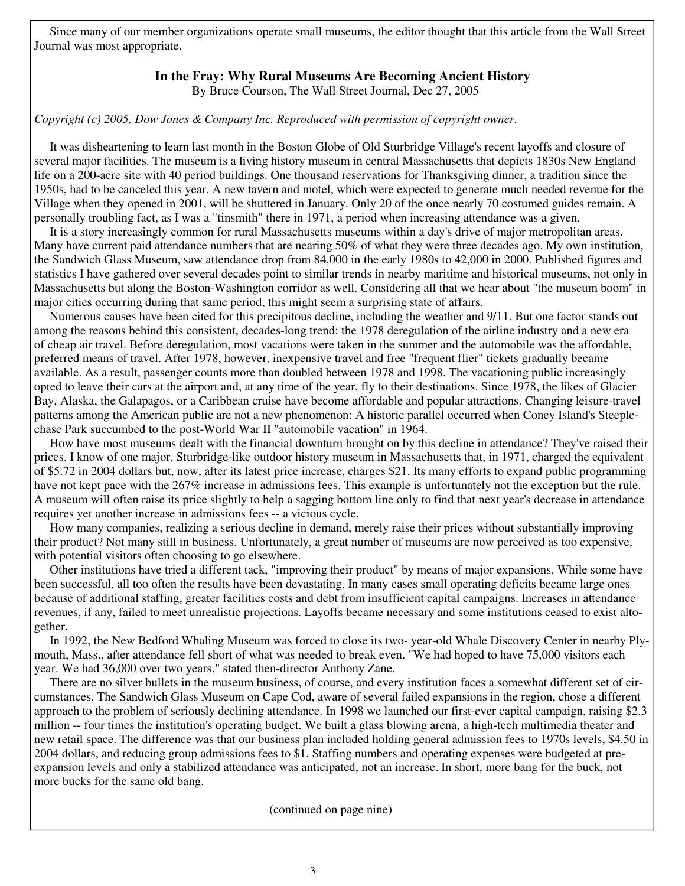Since many of our member organizations operate small museums, the editor thought that this article from the Wall Street Journal was most appropriate.

## In the Fray: Why Rural Museums Are Becoming Ancient History

By Bruce Courson, The Wall Street Journal, Dec 27, 2005

*Copyright (c) 2005, Dow Jones & Company Inc. Reproduced with permission of copyright owner.*

It was disheartening to learn last month in the Boston Globe of Old Sturbridge Village's recent layoffs and closure of several major facilities. The museum is a living history museum in central Massachusetts that depicts 1830s New England life on a 200-acre site with 40 period buildings. One thousand reservations for Thanksgiving dinner, a tradition since the 1950s, had to be canceled this year. A new tavern and motel, which were expected to generate much needed revenue for the Village when they opened in 2001, will be shuttered in January. Only 20 of the once nearly 70 costumed guides remain. A personally troubling fact, as I was a "tinsmith" there in 1971, a period when increasing attendance was a given.

It is a story increasingly common for rural Massachusetts museums within a day's drive of major metropolitan areas. Many have current paid attendance numbers that are nearing 50% of what they were three decades ago. My own institution, the Sandwich Glass Museum, saw attendance drop from 84,000 in the early 1980s to 42,000 in 2000. Published figures and statistics I have gathered over several decades point to similar trends in nearby maritime and historical museums, not only in Massachusetts but along the Boston-Washington corridor as well. Considering all that we hear about "the museum boom" in major cities occurring during that same period, this might seem a surprising state of affairs.

Numerous causes have been cited for this precipitous decline, including the weather and 9/11. But one factor stands out among the reasons behind this consistent, decades-long trend: the 1978 deregulation of the airline industry and a new era of cheap air travel. Before deregulation, most vacations were taken in the summer and the automobile was the affordable, preferred means of travel. After 1978, however, inexpensive travel and free "frequent flier" tickets gradually became available. As a result, passenger counts more than doubled between 1978 and 1998. The vacationing public increasingly opted to leave their cars at the airport and, at any time of the year, fly to their destinations. Since 1978, the likes of Glacier Bay, Alaska, the Galapagos, or a Caribbean cruise have become affordable and popular attractions. Changing leisure-travel patterns among the American public are not a new phenomenon: A historic parallel occurred when Coney Island's Steeplechase Park succumbed to the post-World War II "automobile vacation" in 1964.

How have most museums dealt with the financial downturn brought on by this decline in attendance? They've raised their prices. I know of one major, Sturbridge-like outdoor history museum in Massachusetts that, in 1971, charged the equivalent of $5.72 in 2004 dollars but, now, after its latest price increase, charges $21. Its many efforts to expand public programming have not kept pace with the 267% increase in admissions fees. This example is unfortunately not the exception but the rule. A museum will often raise its price slightly to help a sagging bottom line only to find that next year's decrease in attendance requires yet another increase in admissions fees -- a vicious cycle.

How many companies, realizing a serious decline in demand, merely raise their prices without substantially improving their product? Not many still in business. Unfortunately, a great number of museums are now perceived as too expensive, with potential visitors often choosing to go elsewhere.

Other institutions have tried a different tack, "improving their product" by means of major expansions. While some have been successful, all too often the results have been devastating. In many cases small operating deficits became large ones because of additional staffing, greater facilities costs and debt from insufficient capital campaigns. Increases in attendance revenues, if any, failed to meet unrealistic projections. Layoffs became necessary and some institutions ceased to exist altogether.

In 1992, the New Bedford Whaling Museum was forced to close its two- year-old Whale Discovery Center in nearby Plymouth, Mass., after attendance fell short of what was needed to break even. "We had hoped to have 75,000 visitors each year. We had 36,000 over two years," stated then-director Anthony Zane.

There are no silver bullets in the museum business, of course, and every institution faces a somewhat different set of circumstances. The Sandwich Glass Museum on Cape Cod, aware of several failed expansions in the region, chose a different approach to the problem of seriously declining attendance. In 1998 we launched our first-ever capital campaign, raising $2.3 million -- four times the institution's operating budget. We built a glass blowing arena, a high-tech multimedia theater and new retail space. The difference was that our business plan included holding general admission fees to 1970s levels, $4.50 in 2004 dollars, and reducing group admissions fees to $1. Staffing numbers and operating expenses were budgeted at pre-expansion levels and only a stabilized attendance was anticipated, not an increase. In short, more bang for the buck, not more bucks for the same old bang.

(continued on page nine)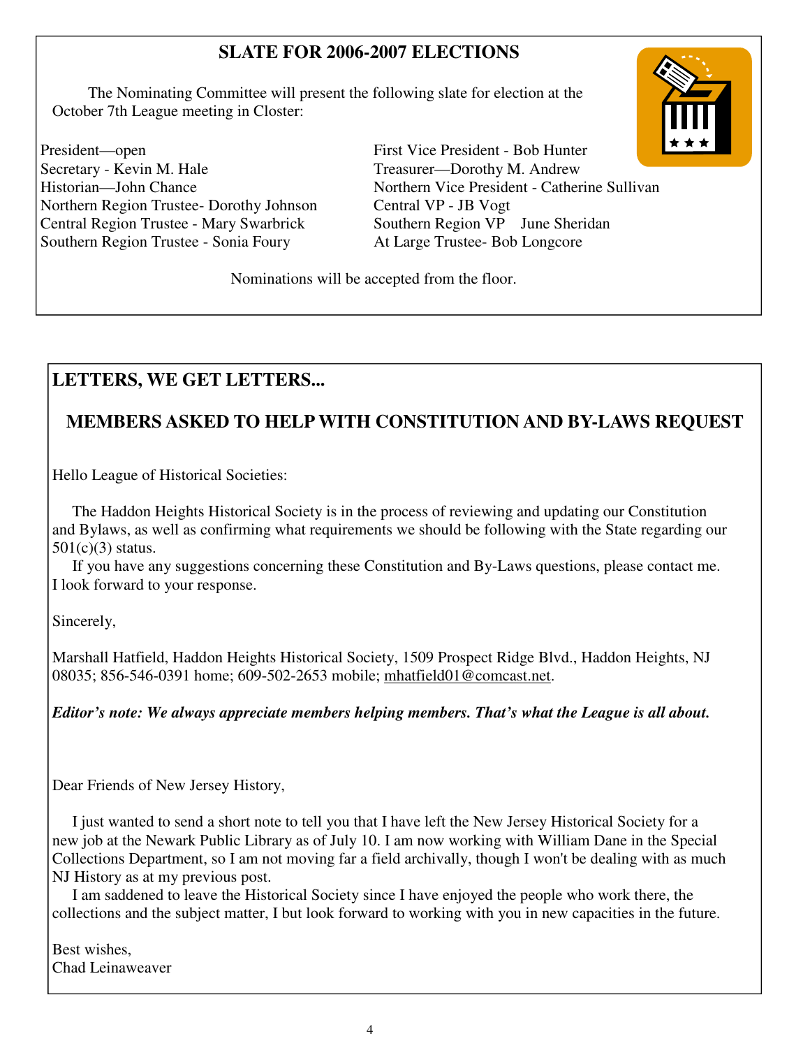## SLATE FOR 2006-2007 ELECTIONS

The Nominating Committee will present the following slate for election at the October 7th League meeting in Closter:

President—open
Secretary - Kevin M. Hale
Historian—John Chance
Northern Region Trustee- Dorothy Johnson
Central Region Trustee - Mary Swarbrick
Southern Region Trustee - Sonia Foury
First Vice President - Bob Hunter
Treasurer—Dorothy M. Andrew
Northern Vice President - Catherine Sullivan
Central VP - JB Vogt
Southern Region VP June Sheridan
At Large Trustee- Bob Longcore

Nominations will be accepted from the floor.

## LETTERS, WE GET LETTERS...

### MEMBERS ASKED TO HELP WITH CONSTITUTION AND BY-LAWS REQUEST

Hello League of Historical Societies:

The Haddon Heights Historical Society is in the process of reviewing and updating our Constitution and Bylaws, as well as confirming what requirements we should be following with the State regarding our 501(c)(3) status.

If you have any suggestions concerning these Constitution and By-Laws questions, please contact me. I look forward to your response.

Sincerely,

Marshall Hatfield, Haddon Heights Historical Society, 1509 Prospect Ridge Blvd., Haddon Heights, NJ 08035; 856-546-0391 home; 609-502-2653 mobile; mhatfield01@comcast.net.

***Editor's note: We always appreciate members helping members. That's what the League is all about.***

Dear Friends of New Jersey History,

I just wanted to send a short note to tell you that I have left the New Jersey Historical Society for a new job at the Newark Public Library as of July 10. I am now working with William Dane in the Special Collections Department, so I am not moving far a field archivally, though I won't be dealing with as much NJ History as at my previous post.

I am saddened to leave the Historical Society since I have enjoyed the people who work there, the collections and the subject matter, I but look forward to working with you in new capacities in the future.

Best wishes,
Chad Leinaweaver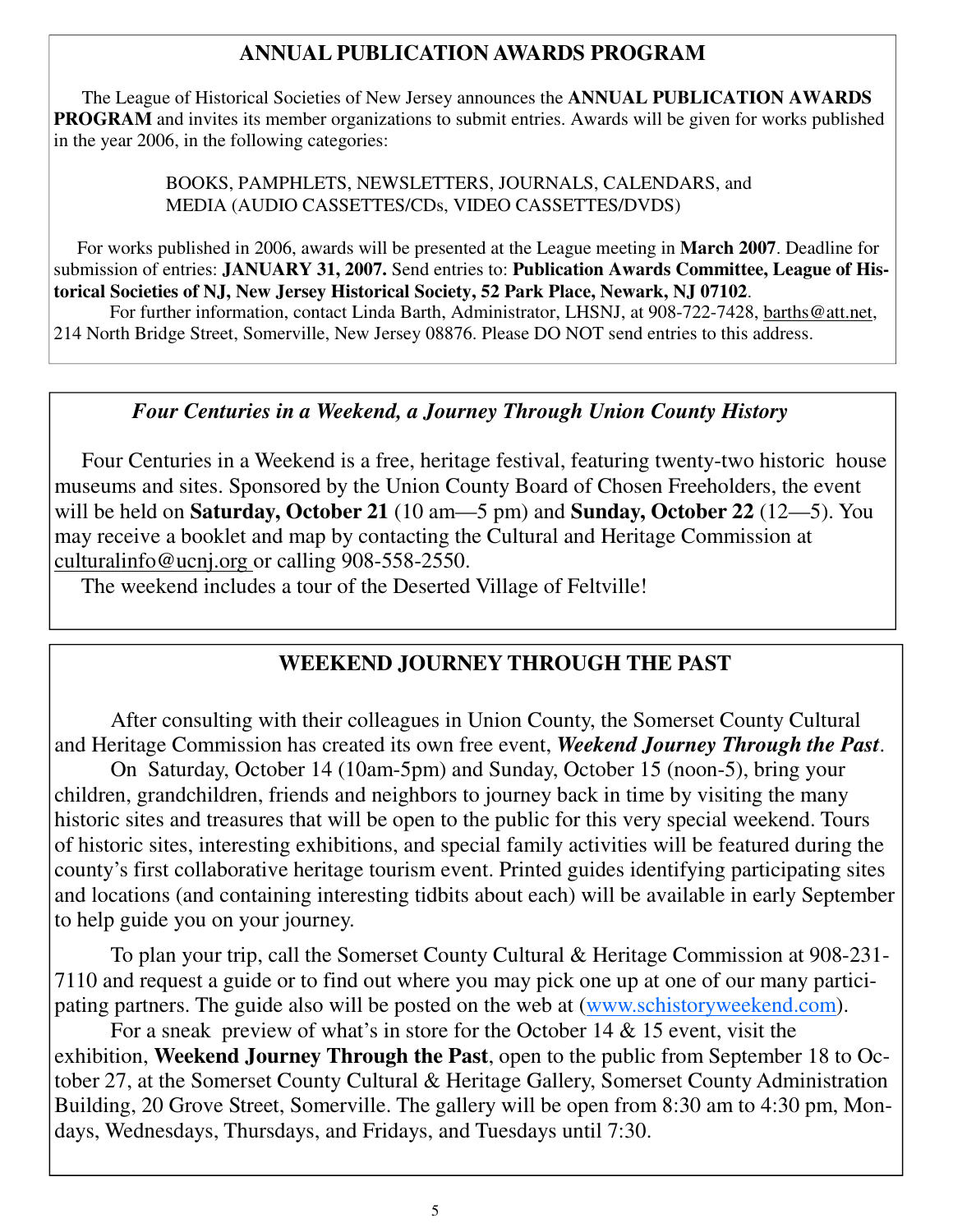## ANNUAL PUBLICATION AWARDS PROGRAM

The League of Historical Societies of New Jersey announces the **ANNUAL PUBLICATION AWARDS PROGRAM** and invites its member organizations to submit entries. Awards will be given for works published in the year 2006, in the following categories:

BOOKS, PAMPHLETS, NEWSLETTERS, JOURNALS, CALENDARS, and MEDIA (AUDIO CASSETTES/CDs, VIDEO CASSETTES/DVDS)

For works published in 2006, awards will be presented at the League meeting in **March 2007**. Deadline for submission of entries: **JANUARY 31, 2007.** Send entries to: **Publication Awards Committee, League of Historical Societies of NJ, New Jersey Historical Society, 52 Park Place, Newark, NJ 07102**.

For further information, contact Linda Barth, Administrator, LHSNJ, at 908-722-7428, barths@att.net, 214 North Bridge Street, Somerville, New Jersey 08876. Please DO NOT send entries to this address.

## *Four Centuries in a Weekend, a Journey Through Union County History*

Four Centuries in a Weekend is a free, heritage festival, featuring twenty-two historic house museums and sites. Sponsored by the Union County Board of Chosen Freeholders, the event will be held on **Saturday, October 21** (10 am—5 pm) and **Sunday, October 22** (12—5). You may receive a booklet and map by contacting the Cultural and Heritage Commission at culturalinfo@ucnj.org or calling 908-558-2550.

The weekend includes a tour of the Deserted Village of Feltville!

## WEEKEND JOURNEY THROUGH THE PAST

After consulting with their colleagues in Union County, the Somerset County Cultural and Heritage Commission has created its own free event, ***Weekend Journey Through the Past***.

On Saturday, October 14 (10am-5pm) and Sunday, October 15 (noon-5), bring your children, grandchildren, friends and neighbors to journey back in time by visiting the many historic sites and treasures that will be open to the public for this very special weekend. Tours of historic sites, interesting exhibitions, and special family activities will be featured during the county's first collaborative heritage tourism event. Printed guides identifying participating sites and locations (and containing interesting tidbits about each) will be available in early September to help guide you on your journey.

To plan your trip, call the Somerset County Cultural & Heritage Commission at 908-231-7110 and request a guide or to find out where you may pick one up at one of our many participating partners. The guide also will be posted on the web at (www.schistoryweekend.com).

For a sneak preview of what's in store for the October 14 & 15 event, visit the exhibition, **Weekend Journey Through the Past**, open to the public from September 18 to October 27, at the Somerset County Cultural & Heritage Gallery, Somerset County Administration Building, 20 Grove Street, Somerville. The gallery will be open from 8:30 am to 4:30 pm, Mondays, Wednesdays, Thursdays, and Fridays, and Tuesdays until 7:30.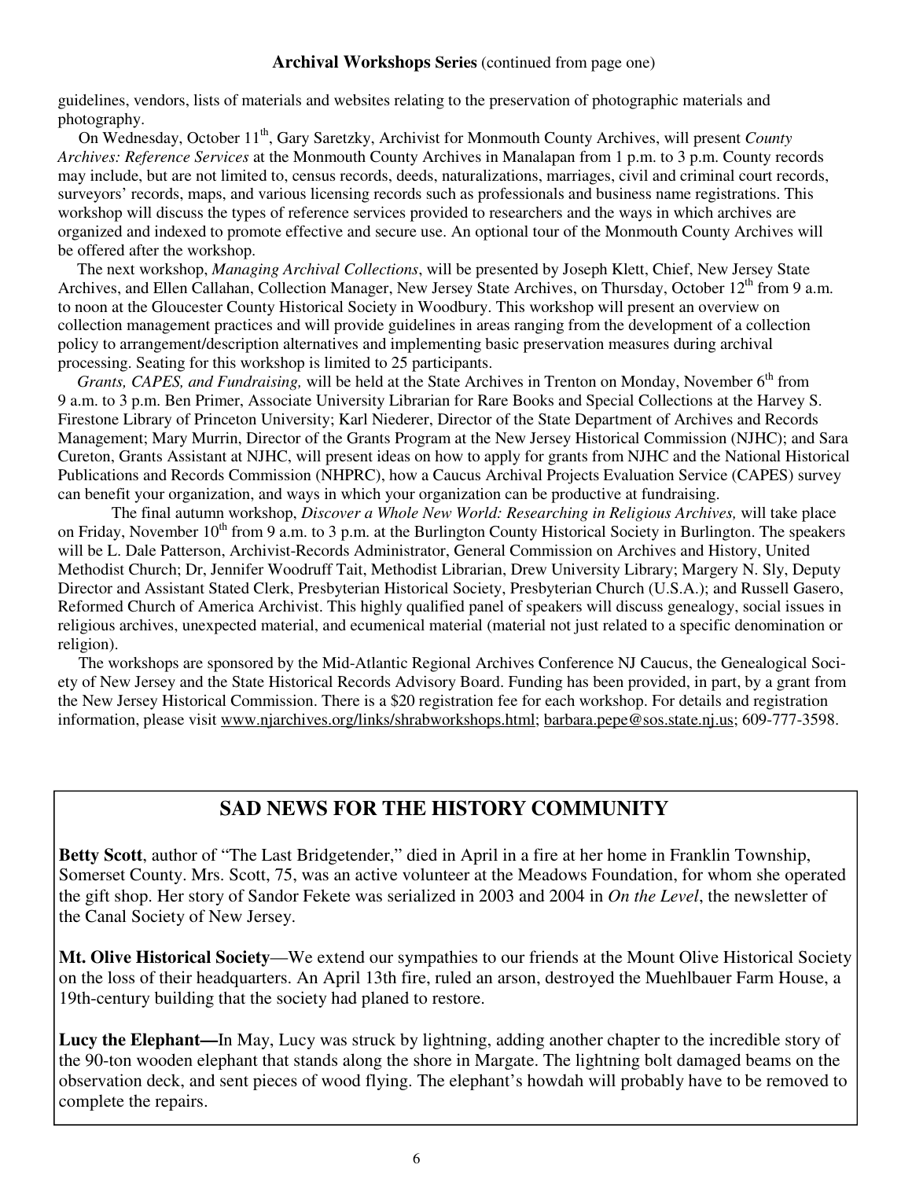**Archival Workshops Series** (continued from page one)

guidelines, vendors, lists of materials and websites relating to the preservation of photographic materials and photography.

On Wednesday, October 11th, Gary Saretzky, Archivist for Monmouth County Archives, will present *County Archives: Reference Services* at the Monmouth County Archives in Manalapan from 1 p.m. to 3 p.m. County records may include, but are not limited to, census records, deeds, naturalizations, marriages, civil and criminal court records, surveyors' records, maps, and various licensing records such as professionals and business name registrations. This workshop will discuss the types of reference services provided to researchers and the ways in which archives are organized and indexed to promote effective and secure use. An optional tour of the Monmouth County Archives will be offered after the workshop.

The next workshop, *Managing Archival Collections*, will be presented by Joseph Klett, Chief, New Jersey State Archives, and Ellen Callahan, Collection Manager, New Jersey State Archives, on Thursday, October 12th from 9 a.m. to noon at the Gloucester County Historical Society in Woodbury. This workshop will present an overview on collection management practices and will provide guidelines in areas ranging from the development of a collection policy to arrangement/description alternatives and implementing basic preservation measures during archival processing. Seating for this workshop is limited to 25 participants.

*Grants, CAPES, and Fundraising,* will be held at the State Archives in Trenton on Monday, November 6th from 9 a.m. to 3 p.m. Ben Primer, Associate University Librarian for Rare Books and Special Collections at the Harvey S. Firestone Library of Princeton University; Karl Niederer, Director of the State Department of Archives and Records Management; Mary Murrin, Director of the Grants Program at the New Jersey Historical Commission (NJHC); and Sara Cureton, Grants Assistant at NJHC, will present ideas on how to apply for grants from NJHC and the National Historical Publications and Records Commission (NHPRC), how a Caucus Archival Projects Evaluation Service (CAPES) survey can benefit your organization, and ways in which your organization can be productive at fundraising.

The final autumn workshop, *Discover a Whole New World: Researching in Religious Archives,* will take place on Friday, November 10th from 9 a.m. to 3 p.m. at the Burlington County Historical Society in Burlington. The speakers will be L. Dale Patterson, Archivist-Records Administrator, General Commission on Archives and History, United Methodist Church; Dr, Jennifer Woodruff Tait, Methodist Librarian, Drew University Library; Margery N. Sly, Deputy Director and Assistant Stated Clerk, Presbyterian Historical Society, Presbyterian Church (U.S.A.); and Russell Gasero, Reformed Church of America Archivist. This highly qualified panel of speakers will discuss genealogy, social issues in religious archives, unexpected material, and ecumenical material (material not just related to a specific denomination or religion).

The workshops are sponsored by the Mid-Atlantic Regional Archives Conference NJ Caucus, the Genealogical Society of New Jersey and the State Historical Records Advisory Board. Funding has been provided, in part, by a grant from the New Jersey Historical Commission. There is a $20 registration fee for each workshop. For details and registration information, please visit www.njarchives.org/links/shrabworkshops.html; barbara.pepe@sos.state.nj.us; 609-777-3598.

## SAD NEWS FOR THE HISTORY COMMUNITY

**Betty Scott**, author of "The Last Bridgetender," died in April in a fire at her home in Franklin Township, Somerset County. Mrs. Scott, 75, was an active volunteer at the Meadows Foundation, for whom she operated the gift shop. Her story of Sandor Fekete was serialized in 2003 and 2004 in *On the Level*, the newsletter of the Canal Society of New Jersey.

**Mt. Olive Historical Society**—We extend our sympathies to our friends at the Mount Olive Historical Society on the loss of their headquarters. An April 13th fire, ruled an arson, destroyed the Muehlbauer Farm House, a 19th-century building that the society had planed to restore.

**Lucy the Elephant—**In May, Lucy was struck by lightning, adding another chapter to the incredible story of the 90-ton wooden elephant that stands along the shore in Margate. The lightning bolt damaged beams on the observation deck, and sent pieces of wood flying. The elephant's howdah will probably have to be removed to complete the repairs.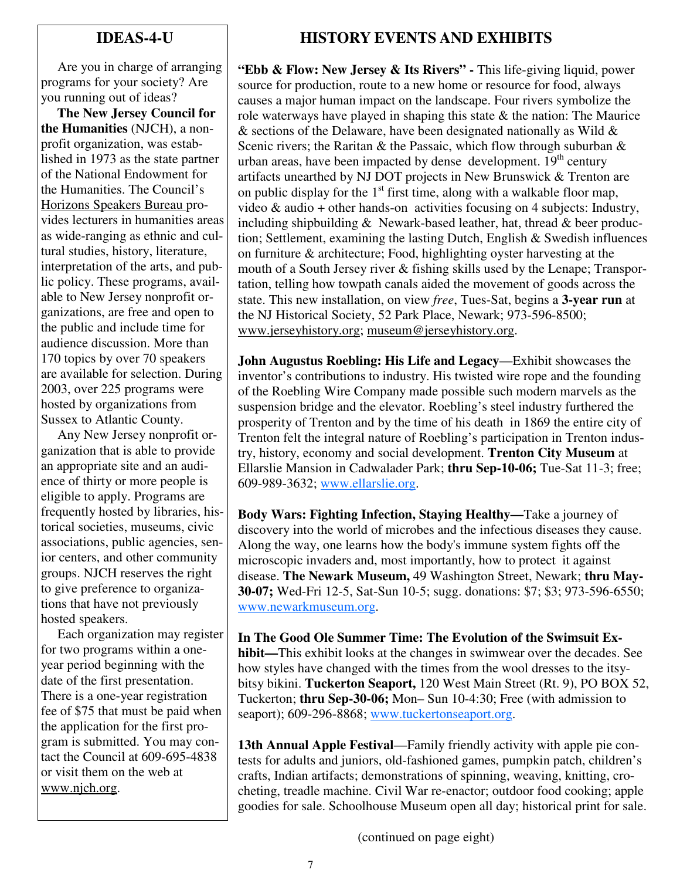## IDEAS-4-U

Are you in charge of arranging programs for your society? Are you running out of ideas?

**The New Jersey Council for the Humanities** (NJCH), a non-profit organization, was established in 1973 as the state partner of the National Endowment for the Humanities. The Council's Horizons Speakers Bureau provides lecturers in humanities areas as wide-ranging as ethnic and cultural studies, history, literature, interpretation of the arts, and public policy. These programs, available to New Jersey nonprofit organizations, are free and open to the public and include time for audience discussion. More than 170 topics by over 70 speakers are available for selection. During 2003, over 225 programs were hosted by organizations from Sussex to Atlantic County.

Any New Jersey nonprofit organization that is able to provide an appropriate site and an audience of thirty or more people is eligible to apply. Programs are frequently hosted by libraries, historical societies, museums, civic associations, public agencies, senior centers, and other community groups. NJCH reserves the right to give preference to organizations that have not previously hosted speakers.

Each organization may register for two programs within a one-year period beginning with the date of the first presentation. There is a one-year registration fee of $75 that must be paid when the application for the first program is submitted. You may contact the Council at 609-695-4838 or visit them on the web at www.njch.org.

## HISTORY EVENTS AND EXHIBITS

**"Ebb & Flow: New Jersey & Its Rivers" -** This life-giving liquid, power source for production, route to a new home or resource for food, always causes a major human impact on the landscape. Four rivers symbolize the role waterways have played in shaping this state & the nation: The Maurice & sections of the Delaware, have been designated nationally as Wild & Scenic rivers; the Raritan & the Passaic, which flow through suburban & urban areas, have been impacted by dense development. 19th century artifacts unearthed by NJ DOT projects in New Brunswick & Trenton are on public display for the 1st first time, along with a walkable floor map, video & audio + other hands-on activities focusing on 4 subjects: Industry, including shipbuilding & Newark-based leather, hat, thread & beer production; Settlement, examining the lasting Dutch, English & Swedish influences on furniture & architecture; Food, highlighting oyster harvesting at the mouth of a South Jersey river & fishing skills used by the Lenape; Transportation, telling how towpath canals aided the movement of goods across the state. This new installation, on view *free*, Tues-Sat, begins a **3-year run** at the NJ Historical Society, 52 Park Place, Newark; 973-596-8500; www.jerseyhistory.org; museum@jerseyhistory.org.

**John Augustus Roebling: His Life and Legacy**—Exhibit showcases the inventor's contributions to industry. His twisted wire rope and the founding of the Roebling Wire Company made possible such modern marvels as the suspension bridge and the elevator. Roebling's steel industry furthered the prosperity of Trenton and by the time of his death in 1869 the entire city of Trenton felt the integral nature of Roebling's participation in Trenton industry, history, economy and social development. **Trenton City Museum** at Ellarslie Mansion in Cadwalader Park; **thru Sep-10-06;** Tue-Sat 11-3; free; 609-989-3632; www.ellarslie.org.

**Body Wars: Fighting Infection, Staying Healthy—**Take a journey of discovery into the world of microbes and the infectious diseases they cause. Along the way, one learns how the body's immune system fights off the microscopic invaders and, most importantly, how to protect it against disease. **The Newark Museum,** 49 Washington Street, Newark; **thru May-30-07;** Wed-Fri 12-5, Sat-Sun 10-5; sugg. donations: $7; $3; 973-596-6550; www.newarkmuseum.org.

**In The Good Ole Summer Time: The Evolution of the Swimsuit Exhibit—**This exhibit looks at the changes in swimwear over the decades. See how styles have changed with the times from the wool dresses to the itsy-bitsy bikini. **Tuckerton Seaport,** 120 West Main Street (Rt. 9), PO BOX 52, Tuckerton; **thru Sep-30-06;** Mon– Sun 10-4:30; Free (with admission to seaport); 609-296-8868; www.tuckertonseaport.org.

**13th Annual Apple Festival**—Family friendly activity with apple pie contests for adults and juniors, old-fashioned games, pumpkin patch, children's crafts, Indian artifacts; demonstrations of spinning, weaving, knitting, crocheting, treadle machine. Civil War re-enactor; outdoor food cooking; apple goodies for sale. Schoolhouse Museum open all day; historical print for sale.

(continued on page eight)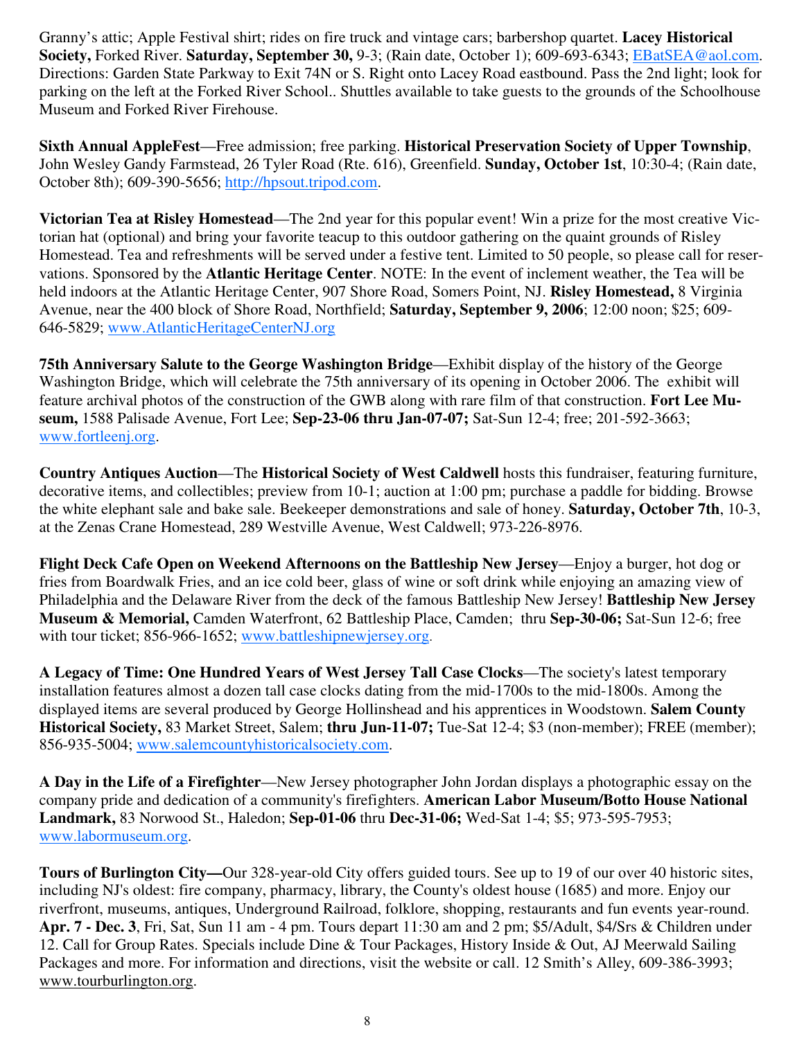Granny's attic; Apple Festival shirt; rides on fire truck and vintage cars; barbershop quartet. **Lacey Historical Society,** Forked River. **Saturday, September 30,** 9-3; (Rain date, October 1); 609-693-6343; EBatSEA@aol.com. Directions: Garden State Parkway to Exit 74N or S. Right onto Lacey Road eastbound. Pass the 2nd light; look for parking on the left at the Forked River School.. Shuttles available to take guests to the grounds of the Schoolhouse Museum and Forked River Firehouse.

**Sixth Annual AppleFest**—Free admission; free parking. **Historical Preservation Society of Upper Township**, John Wesley Gandy Farmstead, 26 Tyler Road (Rte. 616), Greenfield. **Sunday, October 1st**, 10:30-4; (Rain date, October 8th); 609-390-5656; http://hpsout.tripod.com.

**Victorian Tea at Risley Homestead**—The 2nd year for this popular event! Win a prize for the most creative Victorian hat (optional) and bring your favorite teacup to this outdoor gathering on the quaint grounds of Risley Homestead. Tea and refreshments will be served under a festive tent. Limited to 50 people, so please call for reservations. Sponsored by the **Atlantic Heritage Center**. NOTE: In the event of inclement weather, the Tea will be held indoors at the Atlantic Heritage Center, 907 Shore Road, Somers Point, NJ. **Risley Homestead,** 8 Virginia Avenue, near the 400 block of Shore Road, Northfield; **Saturday, September 9, 2006**; 12:00 noon; $25; 609-646-5829; www.AtlanticHeritageCenterNJ.org

**75th Anniversary Salute to the George Washington Bridge**—Exhibit display of the history of the George Washington Bridge, which will celebrate the 75th anniversary of its opening in October 2006. The exhibit will feature archival photos of the construction of the GWB along with rare film of that construction. **Fort Lee Museum,** 1588 Palisade Avenue, Fort Lee; **Sep-23-06 thru Jan-07-07;** Sat-Sun 12-4; free; 201-592-3663; www.fortleenj.org.

**Country Antiques Auction**—The **Historical Society of West Caldwell** hosts this fundraiser, featuring furniture, decorative items, and collectibles; preview from 10-1; auction at 1:00 pm; purchase a paddle for bidding. Browse the white elephant sale and bake sale. Beekeeper demonstrations and sale of honey. **Saturday, October 7th**, 10-3, at the Zenas Crane Homestead, 289 Westville Avenue, West Caldwell; 973-226-8976.

**Flight Deck Cafe Open on Weekend Afternoons on the Battleship New Jersey**—Enjoy a burger, hot dog or fries from Boardwalk Fries, and an ice cold beer, glass of wine or soft drink while enjoying an amazing view of Philadelphia and the Delaware River from the deck of the famous Battleship New Jersey! **Battleship New Jersey Museum & Memorial,** Camden Waterfront, 62 Battleship Place, Camden; thru **Sep-30-06;** Sat-Sun 12-6; free with tour ticket; 856-966-1652; www.battleshipnewjersey.org.

**A Legacy of Time: One Hundred Years of West Jersey Tall Case Clocks**—The society's latest temporary installation features almost a dozen tall case clocks dating from the mid-1700s to the mid-1800s. Among the displayed items are several produced by George Hollinshead and his apprentices in Woodstown. **Salem County Historical Society,** 83 Market Street, Salem; **thru Jun-11-07;** Tue-Sat 12-4; $3 (non-member); FREE (member); 856-935-5004; www.salemcountyhistoricalsociety.com.

**A Day in the Life of a Firefighter**—New Jersey photographer John Jordan displays a photographic essay on the company pride and dedication of a community's firefighters. **American Labor Museum/Botto House National Landmark,** 83 Norwood St., Haledon; **Sep-01-06** thru **Dec-31-06;** Wed-Sat 1-4; $5; 973-595-7953; www.labormuseum.org.

**Tours of Burlington City—**Our 328-year-old City offers guided tours. See up to 19 of our over 40 historic sites, including NJ's oldest: fire company, pharmacy, library, the County's oldest house (1685) and more. Enjoy our riverfront, museums, antiques, Underground Railroad, folklore, shopping, restaurants and fun events year-round. **Apr. 7 - Dec. 3**, Fri, Sat, Sun 11 am - 4 pm. Tours depart 11:30 am and 2 pm; $5/Adult, $4/Srs & Children under 12. Call for Group Rates. Specials include Dine & Tour Packages, History Inside & Out, AJ Meerwald Sailing Packages and more. For information and directions, visit the website or call. 12 Smith's Alley, 609-386-3993; www.tourburlington.org.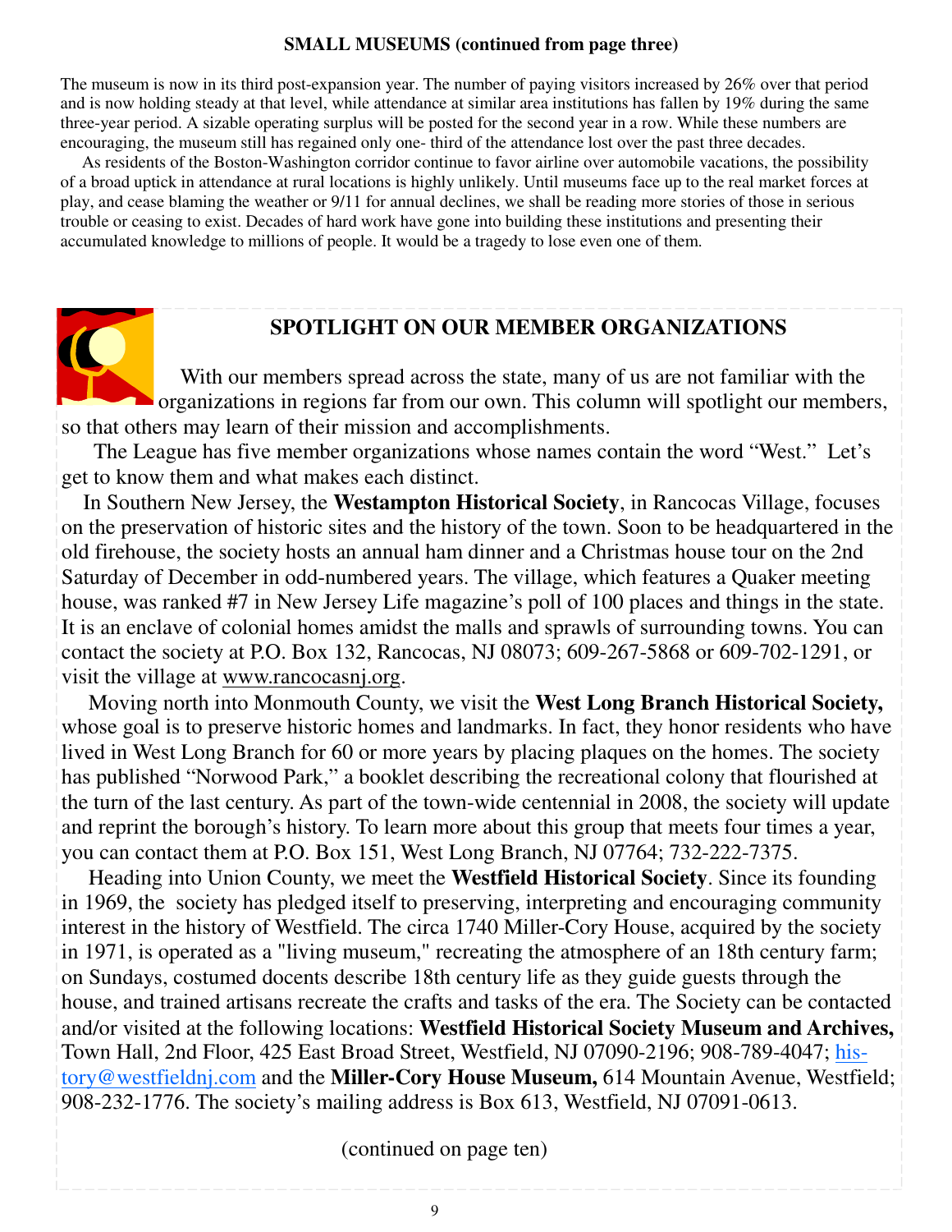**SMALL MUSEUMS (continued from page three)**

The museum is now in its third post-expansion year. The number of paying visitors increased by 26% over that period and is now holding steady at that level, while attendance at similar area institutions has fallen by 19% during the same three-year period. A sizable operating surplus will be posted for the second year in a row. While these numbers are encouraging, the museum still has regained only one- third of the attendance lost over the past three decades.

As residents of the Boston-Washington corridor continue to favor airline over automobile vacations, the possibility of a broad uptick in attendance at rural locations is highly unlikely. Until museums face up to the real market forces at play, and cease blaming the weather or 9/11 for annual declines, we shall be reading more stories of those in serious trouble or ceasing to exist. Decades of hard work have gone into building these institutions and presenting their accumulated knowledge to millions of people. It would be a tragedy to lose even one of them.

## SPOTLIGHT ON OUR MEMBER ORGANIZATIONS

With our members spread across the state, many of us are not familiar with the organizations in regions far from our own. This column will spotlight our members, so that others may learn of their mission and accomplishments.

The League has five member organizations whose names contain the word "West." Let's get to know them and what makes each distinct.

In Southern New Jersey, the **Westampton Historical Society**, in Rancocas Village, focuses on the preservation of historic sites and the history of the town. Soon to be headquartered in the old firehouse, the society hosts an annual ham dinner and a Christmas house tour on the 2nd Saturday of December in odd-numbered years. The village, which features a Quaker meeting house, was ranked #7 in New Jersey Life magazine's poll of 100 places and things in the state. It is an enclave of colonial homes amidst the malls and sprawls of surrounding towns. You can contact the society at P.O. Box 132, Rancocas, NJ 08073; 609-267-5868 or 609-702-1291, or visit the village at www.rancocasnj.org.

Moving north into Monmouth County, we visit the **West Long Branch Historical Society,** whose goal is to preserve historic homes and landmarks. In fact, they honor residents who have lived in West Long Branch for 60 or more years by placing plaques on the homes. The society has published "Norwood Park," a booklet describing the recreational colony that flourished at the turn of the last century. As part of the town-wide centennial in 2008, the society will update and reprint the borough's history. To learn more about this group that meets four times a year, you can contact them at P.O. Box 151, West Long Branch, NJ 07764; 732-222-7375.

Heading into Union County, we meet the **Westfield Historical Society**. Since its founding in 1969, the society has pledged itself to preserving, interpreting and encouraging community interest in the history of Westfield. The circa 1740 Miller-Cory House, acquired by the society in 1971, is operated as a "living museum," recreating the atmosphere of an 18th century farm; on Sundays, costumed docents describe 18th century life as they guide guests through the house, and trained artisans recreate the crafts and tasks of the era. The Society can be contacted and/or visited at the following locations: **Westfield Historical Society Museum and Archives,** Town Hall, 2nd Floor, 425 East Broad Street, Westfield, NJ 07090-2196; 908-789-4047; history@westfieldnj.com and the **Miller-Cory House Museum,** 614 Mountain Avenue, Westfield; 908-232-1776. The society's mailing address is Box 613, Westfield, NJ 07091-0613.

(continued on page ten)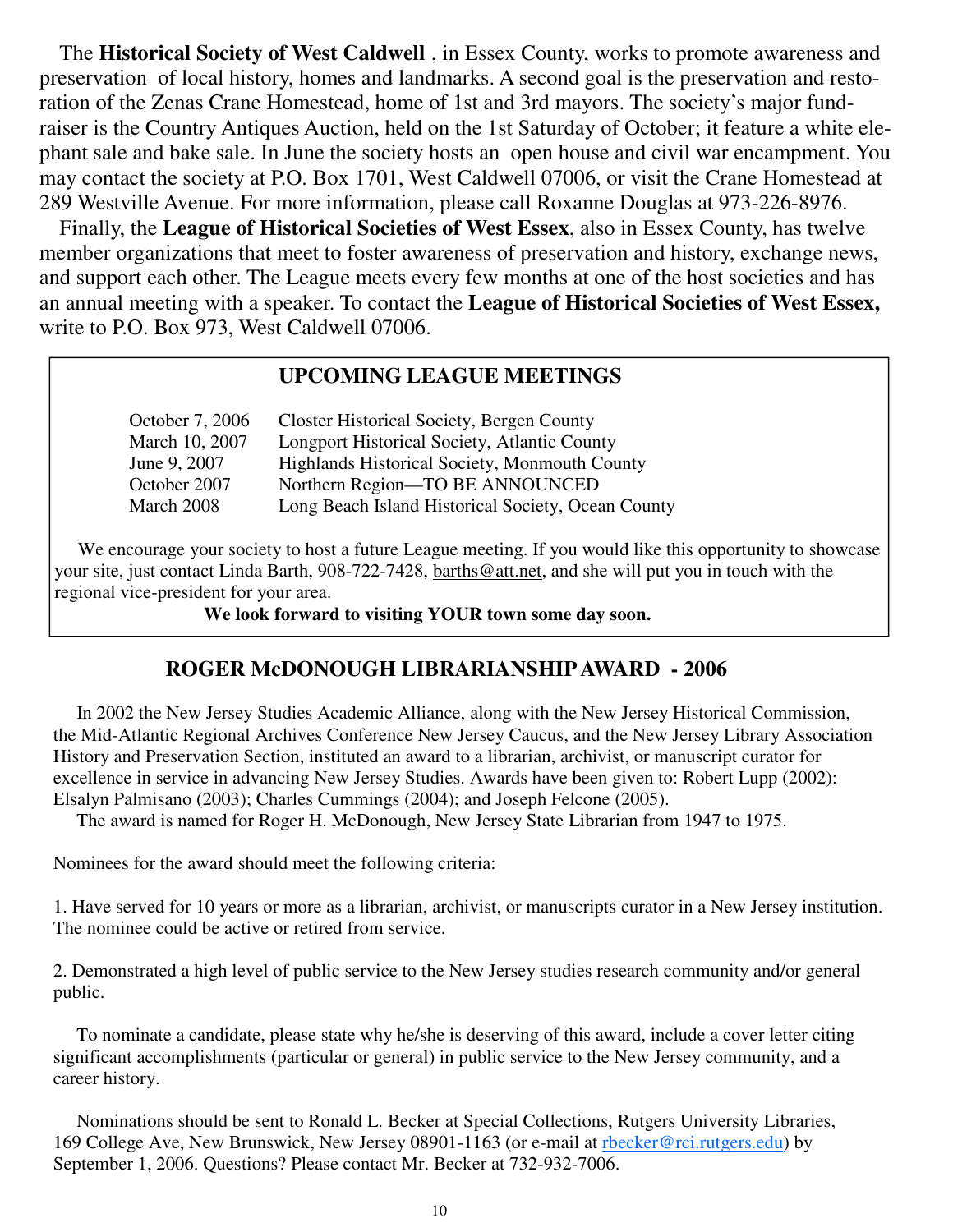The **Historical Society of West Caldwell** , in Essex County, works to promote awareness and preservation of local history, homes and landmarks. A second goal is the preservation and restoration of the Zenas Crane Homestead, home of 1st and 3rd mayors. The society's major fundraiser is the Country Antiques Auction, held on the 1st Saturday of October; it feature a white elephant sale and bake sale. In June the society hosts an open house and civil war encampment. You may contact the society at P.O. Box 1701, West Caldwell 07006, or visit the Crane Homestead at 289 Westville Avenue. For more information, please call Roxanne Douglas at 973-226-8976.

Finally, the **League of Historical Societies of West Essex**, also in Essex County, has twelve member organizations that meet to foster awareness of preservation and history, exchange news, and support each other. The League meets every few months at one of the host societies and has an annual meeting with a speaker. To contact the **League of Historical Societies of West Essex,** write to P.O. Box 973, West Caldwell 07006.

## UPCOMING LEAGUE MEETINGS

| | |
|---|---|
| October 7, 2006 | Closter Historical Society, Bergen County |
| March 10, 2007 | Longport Historical Society, Atlantic County |
| June 9, 2007 | Highlands Historical Society, Monmouth County |
| October 2007 | Northern Region—TO BE ANNOUNCED |
| March 2008 | Long Beach Island Historical Society, Ocean County |

We encourage your society to host a future League meeting. If you would like this opportunity to showcase your site, just contact Linda Barth, 908-722-7428, barths@att.net, and she will put you in touch with the regional vice-president for your area.

**We look forward to visiting YOUR town some day soon.**

## ROGER McDONOUGH LIBRARIANSHIP AWARD - 2006

In 2002 the New Jersey Studies Academic Alliance, along with the New Jersey Historical Commission, the Mid-Atlantic Regional Archives Conference New Jersey Caucus, and the New Jersey Library Association History and Preservation Section, instituted an award to a librarian, archivist, or manuscript curator for excellence in service in advancing New Jersey Studies. Awards have been given to: Robert Lupp (2002): Elsalyn Palmisano (2003); Charles Cummings (2004); and Joseph Felcone (2005).

The award is named for Roger H. McDonough, New Jersey State Librarian from 1947 to 1975.

Nominees for the award should meet the following criteria:

1. Have served for 10 years or more as a librarian, archivist, or manuscripts curator in a New Jersey institution. The nominee could be active or retired from service.

2. Demonstrated a high level of public service to the New Jersey studies research community and/or general public.

To nominate a candidate, please state why he/she is deserving of this award, include a cover letter citing significant accomplishments (particular or general) in public service to the New Jersey community, and a career history.

Nominations should be sent to Ronald L. Becker at Special Collections, Rutgers University Libraries, 169 College Ave, New Brunswick, New Jersey 08901-1163 (or e-mail at rbecker@rci.rutgers.edu) by September 1, 2006. Questions? Please contact Mr. Becker at 732-932-7006.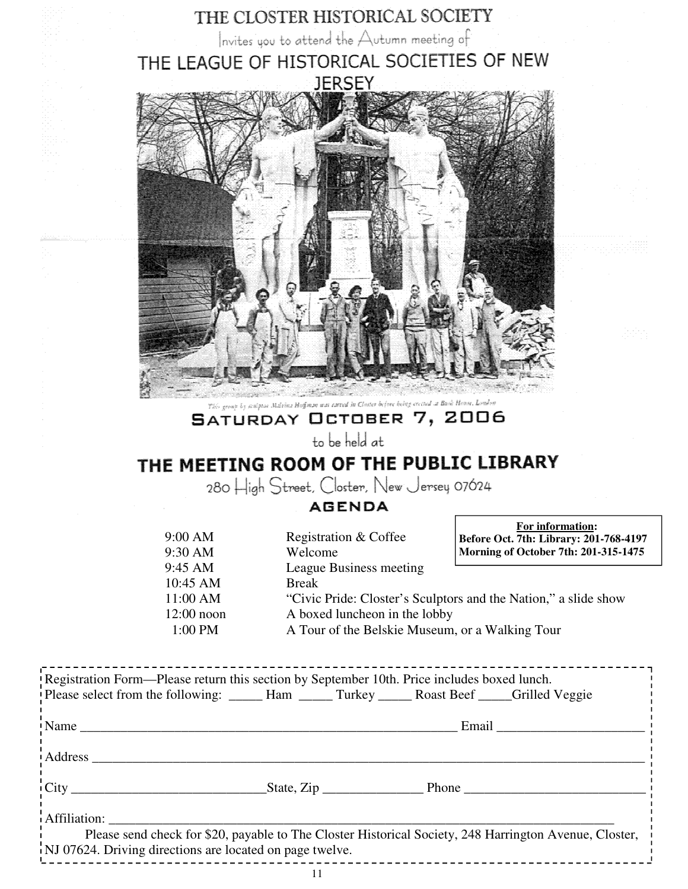# THE CLOSTER HISTORICAL SOCIETY

Invites you to attend the Autumn meeting of

# THE LEAGUE OF HISTORICAL SOCIETIES OF NEW JERSEY

This group by sculptor Malvina Hoffman was carved in Closter before being erected at Bush House, London

## SATURDAY OCTOBER 7, 2006

to be held at

## THE MEETING ROOM OF THE PUBLIC LIBRARY

280 High Street, Closter, New Jersey 07624

### AGENDA

**For information:**
**Before Oct. 7th: Library: 201-768-4197**
**Morning of October 7th: 201-315-1475**

| | |
|---|---|
| 9:00 AM | Registration & Coffee |
| 9:30 AM | Welcome |
| 9:45 AM | League Business meeting |
| 10:45 AM | Break |
| 11:00 AM | "Civic Pride: Closter's Sculptors and the Nation," a slide show |
| 12:00 noon | A boxed luncheon in the lobby |
| 1:00 PM | A Tour of the Belskie Museum, or a Walking Tour |

---

Registration Form—Please return this section by September 10th. Price includes boxed lunch.
Please select from the following: _____ Ham _____ Turkey _____ Roast Beef _____Grilled Veggie

Name ____________________________________________ Email ____________________

Address ______________________________________________________________________

City __________________________State, Zip ______________ Phone ________________________

Affiliation: ____________________________________________________________________

Please send check for $20, payable to The Closter Historical Society, 248 Harrington Avenue, Closter, NJ 07624. Driving directions are located on page twelve.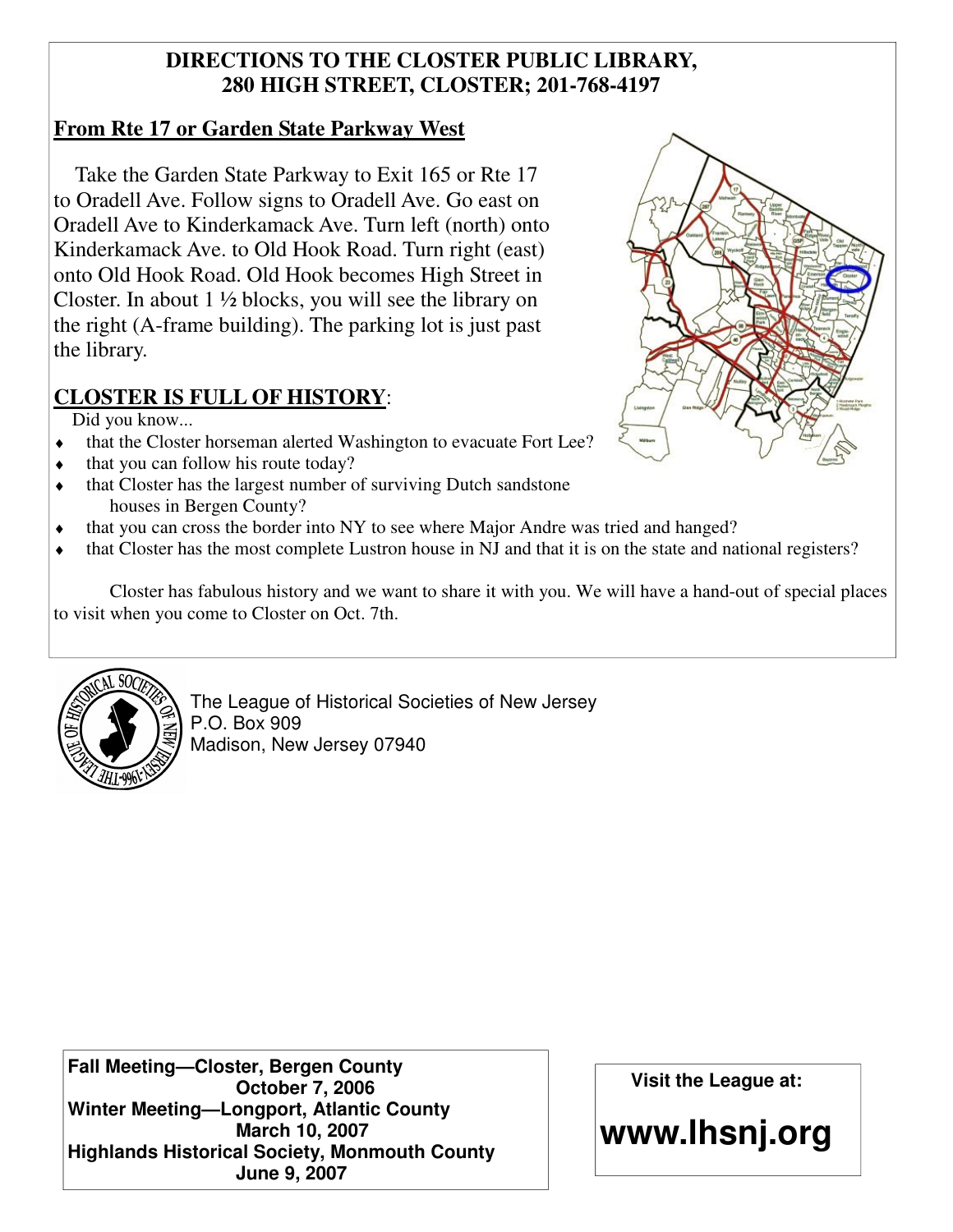## DIRECTIONS TO THE CLOSTER PUBLIC LIBRARY, 280 HIGH STREET, CLOSTER; 201-768-4197

### From Rte 17 or Garden State Parkway West

Take the Garden State Parkway to Exit 165 or Rte 17 to Oradell Ave. Follow signs to Oradell Ave. Go east on Oradell Ave to Kinderkamack Ave. Turn left (north) onto Kinderkamack Ave. to Old Hook Road. Turn right (east) onto Old Hook Road. Old Hook becomes High Street in Closter. In about 1 ½ blocks, you will see the library on the right (A-frame building). The parking lot is just past the library.

### CLOSTER IS FULL OF HISTORY:

Did you know...

- that the Closter horseman alerted Washington to evacuate Fort Lee?
- that you can follow his route today?
- that Closter has the largest number of surviving Dutch sandstone houses in Bergen County?
- that you can cross the border into NY to see where Major Andre was tried and hanged?
- that Closter has the most complete Lustron house in NJ and that it is on the state and national registers?

Closter has fabulous history and we want to share it with you. We will have a hand-out of special places to visit when you come to Closter on Oct. 7th.

The League of Historical Societies of New Jersey
P.O. Box 909
Madison, New Jersey 07940

**Fall Meeting—Closter, Bergen County**
**October 7, 2006**
**Winter Meeting—Longport, Atlantic County**
**March 10, 2007**
**Highlands Historical Society, Monmouth County**
**June 9, 2007**

**Visit the League at:**

# www.lhsnj.org